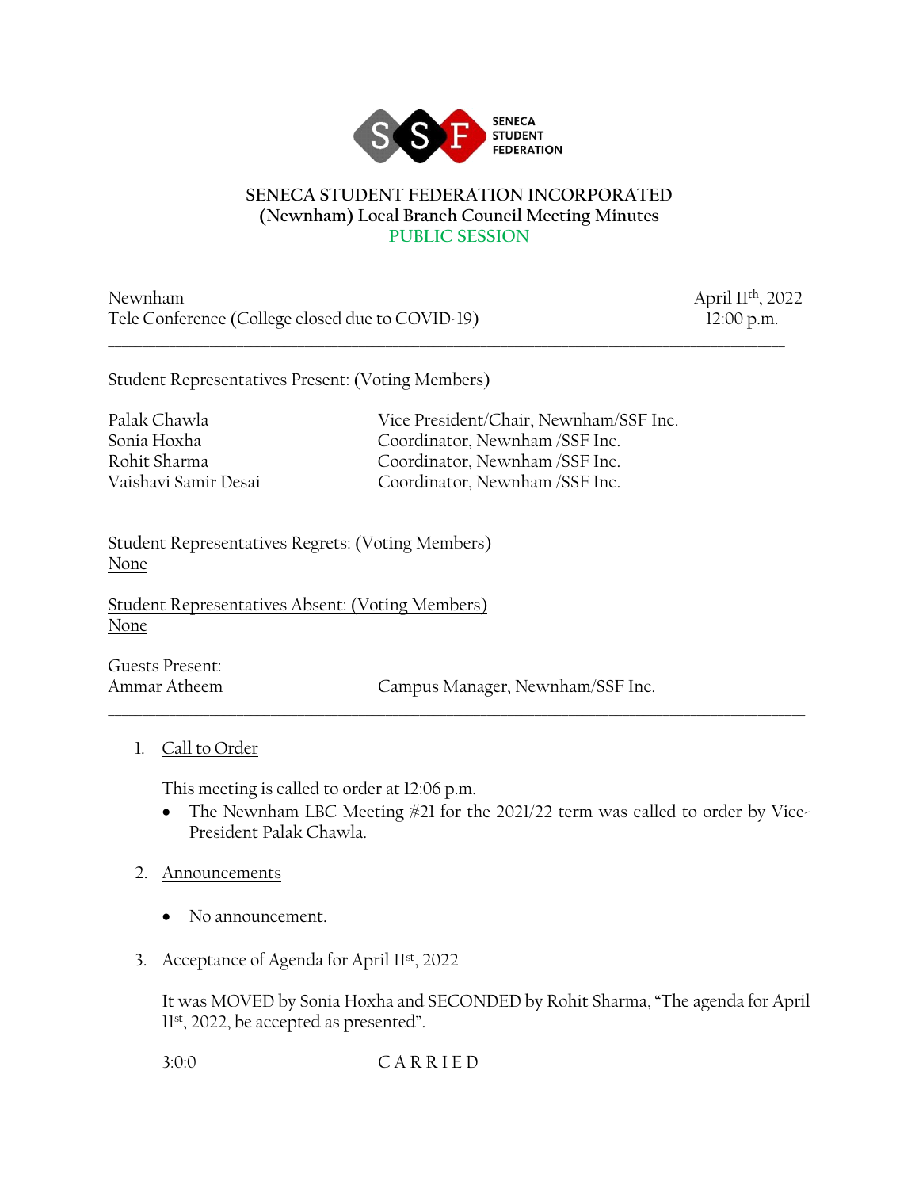SENECA STUDENT FEDERATION

**SENECA STUDENT FEDERATION INCORPORATED**
**(Newnham) Local Branch Council Meeting Minutes**
**PUBLIC SESSION**

Newnham — April 11th, 2022
Tele Conference (College closed due to COVID-19) — 12:00 p.m.

---

Student Representatives Present: (Voting Members)

| | |
|---|---|
| Palak Chawla | Vice President/Chair, Newnham/SSF Inc. |
| Sonia Hoxha | Coordinator, Newnham /SSF Inc. |
| Rohit Sharma | Coordinator, Newnham /SSF Inc. |
| Vaishavi Samir Desai | Coordinator, Newnham /SSF Inc. |

Student Representatives Regrets: (Voting Members)
None

Student Representatives Absent: (Voting Members)
None

Guests Present:

| | |
|---|---|
| Ammar Atheem | Campus Manager, Newnham/SSF Inc. |

---

1. Call to Order

   This meeting is called to order at 12:06 p.m.
   - The Newnham LBC Meeting #21 for the 2021/22 term was called to order by Vice-President Palak Chawla.

2. Announcements

   - No announcement.

3. Acceptance of Agenda for April 11st, 2022

   It was MOVED by Sonia Hoxha and SECONDED by Rohit Sharma, "The agenda for April 11st, 2022, be accepted as presented".

   3:0:0 C A R R I E D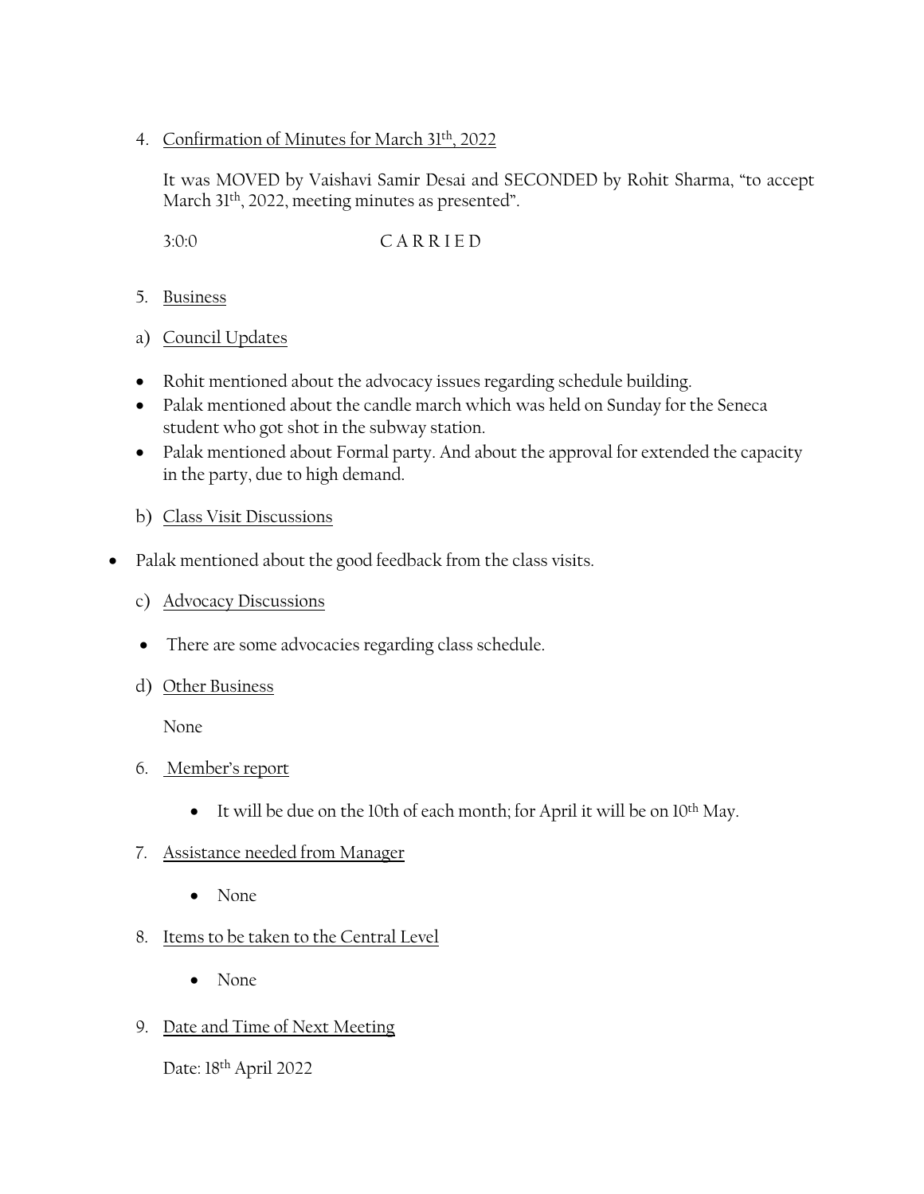4. Confirmation of Minutes for March 31th, 2022

   It was MOVED by Vaishavi Samir Desai and SECONDED by Rohit Sharma, "to accept March 31th, 2022, meeting minutes as presented".

   3:0:0 C A R R I E D

5. Business

a) Council Updates

- Rohit mentioned about the advocacy issues regarding schedule building.
- Palak mentioned about the candle march which was held on Sunday for the Seneca student who got shot in the subway station.
- Palak mentioned about Formal party. And about the approval for extended the capacity in the party, due to high demand.

b) Class Visit Discussions

- Palak mentioned about the good feedback from the class visits.

c) Advocacy Discussions

- There are some advocacies regarding class schedule.

d) Other Business

   None

6. Member's report

   - It will be due on the 10th of each month; for April it will be on 10th May.

7. Assistance needed from Manager

   - None

8. Items to be taken to the Central Level

   - None

9. Date and Time of Next Meeting

   Date: 18th April 2022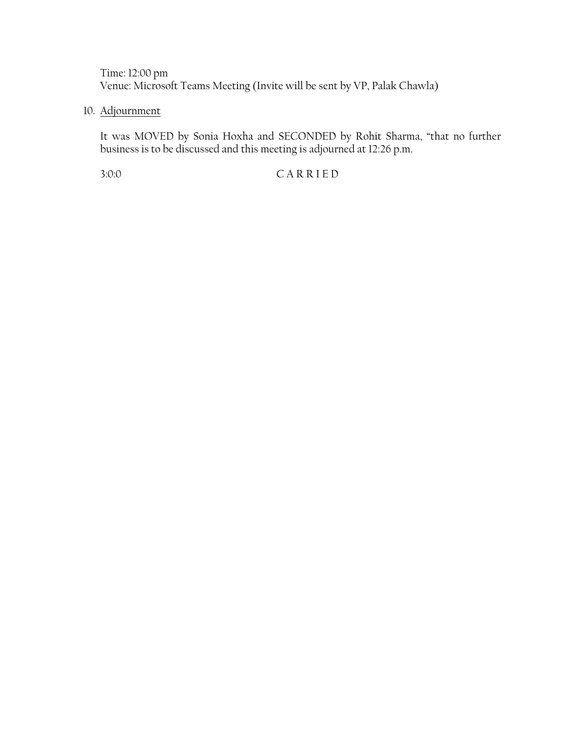Time: 12:00 pm
Venue: Microsoft Teams Meeting (Invite will be sent by VP, Palak Chawla)

10. Adjournment

It was MOVED by Sonia Hoxha and SECONDED by Rohit Sharma, "that no further business is to be discussed and this meeting is adjourned at 12:26 p.m.

3:0:0 C A R R I E D